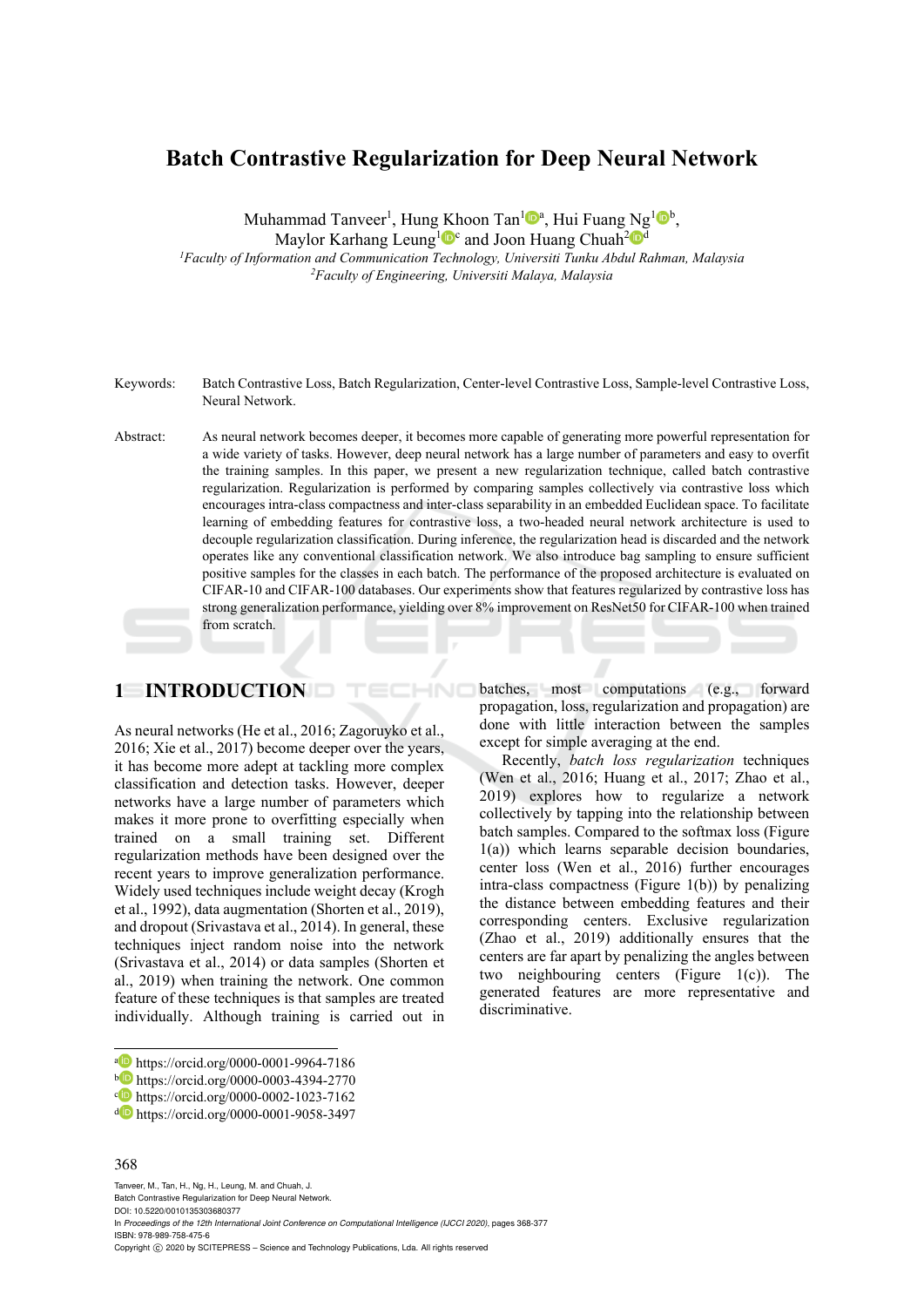# Batch Contrastive Regularization for Deep Neural Network

Muhammad Tanveer[1], Hung Khoon Tan[1][a], Hui Fuang Ng[1][b], Maylor Karhang Leung[1][c] and Joon Huang Chuah[2][d]

[1]*Faculty of Information and Communication Technology, Universiti Tunku Abdul Rahman, Malaysia*
[2]*Faculty of Engineering, Universiti Malaya, Malaysia*

Keywords: Batch Contrastive Loss, Batch Regularization, Center-level Contrastive Loss, Sample-level Contrastive Loss, Neural Network.

Abstract: As neural network becomes deeper, it becomes more capable of generating more powerful representation for a wide variety of tasks. However, deep neural network has a large number of parameters and easy to overfit the training samples. In this paper, we present a new regularization technique, called batch contrastive regularization. Regularization is performed by comparing samples collectively via contrastive loss which encourages intra-class compactness and inter-class separability in an embedded Euclidean space. To facilitate learning of embedding features for contrastive loss, a two-headed neural network architecture is used to decouple regularization classification. During inference, the regularization head is discarded and the network operates like any conventional classification network. We also introduce bag sampling to ensure sufficient positive samples for the classes in each batch. The performance of the proposed architecture is evaluated on CIFAR-10 and CIFAR-100 databases. Our experiments show that features regularized by contrastive loss has strong generalization performance, yielding over 8% improvement on ResNet50 for CIFAR-100 when trained from scratch.

## 1 INTRODUCTION

As neural networks (He et al., 2016; Zagoruyko et al., 2016; Xie et al., 2017) become deeper over the years, it has become more adept at tackling more complex classification and detection tasks. However, deeper networks have a large number of parameters which makes it more prone to overfitting especially when trained on a small training set. Different regularization methods have been designed over the recent years to improve generalization performance. Widely used techniques include weight decay (Krogh et al., 1992), data augmentation (Shorten et al., 2019), and dropout (Srivastava et al., 2014). In general, these techniques inject random noise into the network (Srivastava et al., 2014) or data samples (Shorten et al., 2019) when training the network. One common feature of these techniques is that samples are treated individually. Although training is carried out in batches, most computations (e.g., forward propagation, loss, regularization and propagation) are done with little interaction between the samples except for simple averaging at the end.

Recently, *batch loss regularization* techniques (Wen et al., 2016; Huang et al., 2017; Zhao et al., 2019) explores how to regularize a network collectively by tapping into the relationship between batch samples. Compared to the softmax loss (Figure 1(a)) which learns separable decision boundaries, center loss (Wen et al., 2016) further encourages intra-class compactness (Figure 1(b)) by penalizing the distance between embedding features and their corresponding centers. Exclusive regularization (Zhao et al., 2019) additionally ensures that the centers are far apart by penalizing the angles between two neighbouring centers (Figure 1(c)). The generated features are more representative and discriminative.

[a] https://orcid.org/0000-0001-9964-7186
[b] https://orcid.org/0000-0003-4394-2770
[c] https://orcid.org/0000-0002-1023-7162
[d] https://orcid.org/0000-0001-9058-3497

Tanveer, M., Tan, H., Ng, H., Leung, M. and Chuah, J.
Batch Contrastive Regularization for Deep Neural Network.
DOI: 10.5220/0010135303680377
In *Proceedings of the 12th International Joint Conference on Computational Intelligence (IJCCI 2020)*, pages 368-377
ISBN: 978-989-758-475-6
Copyright © 2020 by SCITEPRESS – Science and Technology Publications, Lda. All rights reserved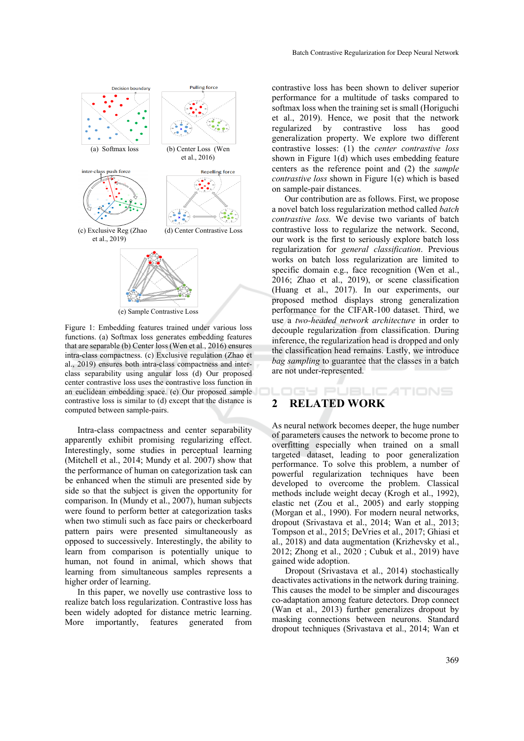(a) Softmax loss

(b) Center Loss (Wen et al., 2016)

(c) Exclusive Reg (Zhao et al., 2019)

(d) Center Contrastive Loss

(e) Sample Contrastive Loss

Figure 1: Embedding features trained under various loss functions. (a) Softmax loss generates embedding features that are separable (b) Center loss (Wen et al., 2016) ensures intra-class compactness. (c) Exclusive regulation (Zhao et al., 2019) ensures both intra-class compactness and inter-class separability using angular loss (d) Our proposed center contrastive loss uses the contrastive loss function in an euclidean embedding space. (e) Our proposed sample contrastive loss is similar to (d) except that the distance is computed between sample-pairs.

Intra-class compactness and center separability apparently exhibit promising regularizing effect. Interestingly, some studies in perceptual learning (Mitchell et al., 2014; Mundy et al. 2007) show that the performance of human on categorization task can be enhanced when the stimuli are presented side by side so that the subject is given the opportunity for comparison. In (Mundy et al., 2007), human subjects were found to perform better at categorization tasks when two stimuli such as face pairs or checkerboard pattern pairs were presented simultaneously as opposed to successively. Interestingly, the ability to learn from comparison is potentially unique to human, not found in animal, which shows that learning from simultaneous samples represents a higher order of learning.

In this paper, we novelly use contrastive loss to realize batch loss regularization. Contrastive loss has been widely adopted for distance metric learning. More importantly, features generated from contrastive loss has been shown to deliver superior performance for a multitude of tasks compared to softmax loss when the training set is small (Horiguchi et al., 2019). Hence, we posit that the network regularized by contrastive loss has good generalization property. We explore two different contrastive losses: (1) the *center contrastive loss* shown in Figure 1(d) which uses embedding feature centers as the reference point and (2) the *sample contrastive loss* shown in Figure 1(e) which is based on sample-pair distances.

Our contribution are as follows. First, we propose a novel batch loss regularization method called *batch contrastive loss.* We devise two variants of batch contrastive loss to regularize the network. Second, our work is the first to seriously explore batch loss regularization for *general classification*. Previous works on batch loss regularization are limited to specific domain e.g., face recognition (Wen et al., 2016; Zhao et al., 2019), or scene classification (Huang et al., 2017). In our experiments, our proposed method displays strong generalization performance for the CIFAR-100 dataset. Third, we use a *two-headed network architecture* in order to decouple regularization from classification. During inference, the regularization head is dropped and only the classification head remains. Lastly, we introduce *bag sampling* to guarantee that the classes in a batch are not under-represented.

## 2 RELATED WORK

As neural network becomes deeper, the huge number of parameters causes the network to become prone to overfitting especially when trained on a small targeted dataset, leading to poor generalization performance. To solve this problem, a number of powerful regularization techniques have been developed to overcome the problem. Classical methods include weight decay (Krogh et al., 1992), elastic net (Zou et al., 2005) and early stopping (Morgan et al., 1990). For modern neural networks, dropout (Srivastava et al., 2014; Wan et al., 2013; Tompson et al., 2015; DeVries et al., 2017; Ghiasi et al., 2018) and data augmentation (Krizhevsky et al., 2012; Zhong et al., 2020 ; Cubuk et al., 2019) have gained wide adoption.

Dropout (Srivastava et al., 2014) stochastically deactivates activations in the network during training. This causes the model to be simpler and discourages co-adaptation among feature detectors. Drop connect (Wan et al., 2013) further generalizes dropout by masking connections between neurons. Standard dropout techniques (Srivastava et al., 2014; Wan et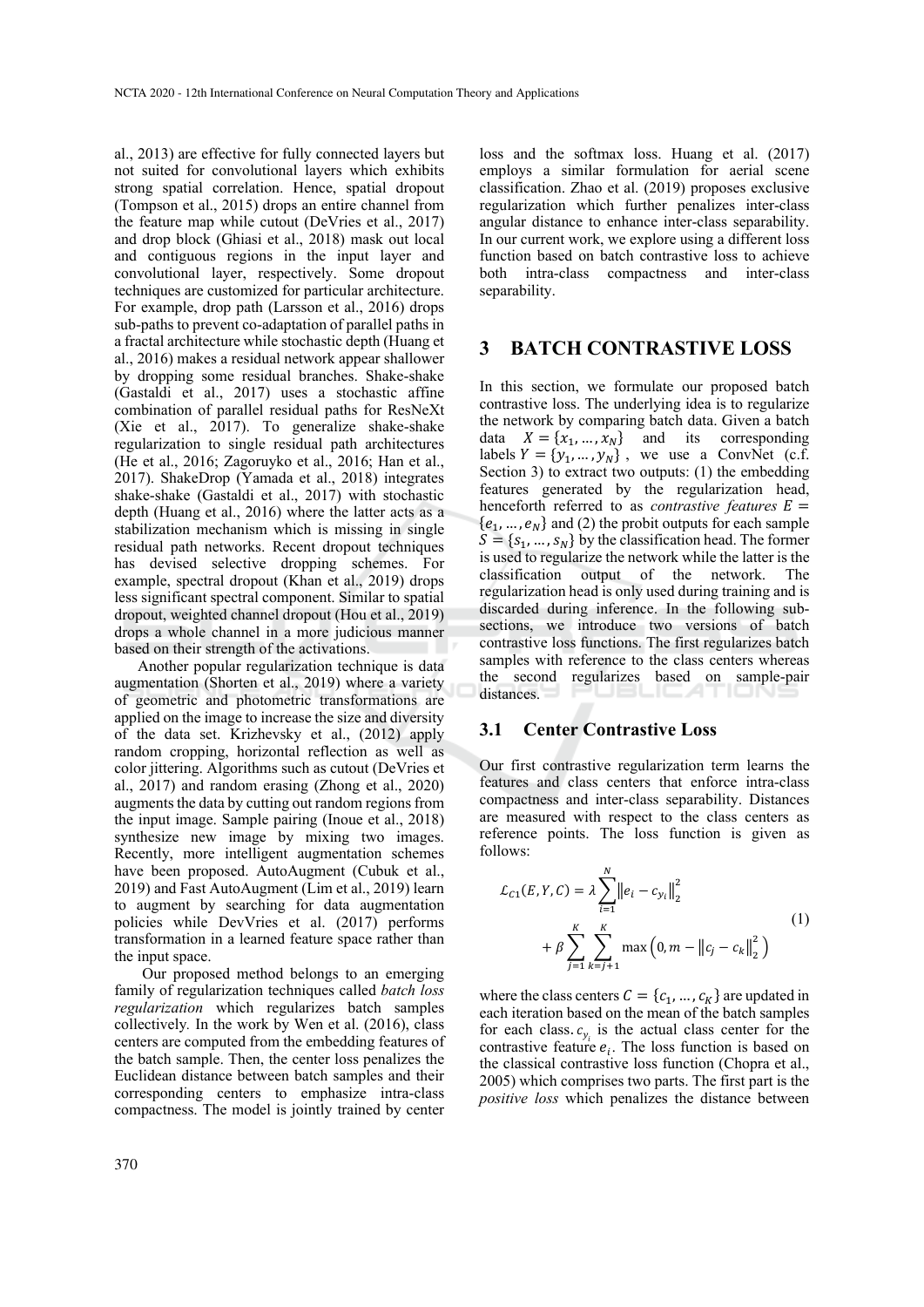al., 2013) are effective for fully connected layers but not suited for convolutional layers which exhibits strong spatial correlation. Hence, spatial dropout (Tompson et al., 2015) drops an entire channel from the feature map while cutout (DeVries et al., 2017) and drop block (Ghiasi et al., 2018) mask out local and contiguous regions in the input layer and convolutional layer, respectively. Some dropout techniques are customized for particular architecture. For example, drop path (Larsson et al., 2016) drops sub-paths to prevent co-adaptation of parallel paths in a fractal architecture while stochastic depth (Huang et al., 2016) makes a residual network appear shallower by dropping some residual branches. Shake-shake (Gastaldi et al., 2017) uses a stochastic affine combination of parallel residual paths for ResNeXt (Xie et al., 2017). To generalize shake-shake regularization to single residual path architectures (He et al., 2016; Zagoruyko et al., 2016; Han et al., 2017). ShakeDrop (Yamada et al., 2018) integrates shake-shake (Gastaldi et al., 2017) with stochastic depth (Huang et al., 2016) where the latter acts as a stabilization mechanism which is missing in single residual path networks. Recent dropout techniques has devised selective dropping schemes. For example, spectral dropout (Khan et al., 2019) drops less significant spectral component. Similar to spatial dropout, weighted channel dropout (Hou et al., 2019) drops a whole channel in a more judicious manner based on their strength of the activations.

Another popular regularization technique is data augmentation (Shorten et al., 2019) where a variety of geometric and photometric transformations are applied on the image to increase the size and diversity of the data set. Krizhevsky et al., (2012) apply random cropping, horizontal reflection as well as color jittering. Algorithms such as cutout (DeVries et al., 2017) and random erasing (Zhong et al., 2020) augments the data by cutting out random regions from the input image. Sample pairing (Inoue et al., 2018) synthesize new image by mixing two images. Recently, more intelligent augmentation schemes have been proposed. AutoAugment (Cubuk et al., 2019) and Fast AutoAugment (Lim et al., 2019) learn to augment by searching for data augmentation policies while DevVries et al. (2017) performs transformation in a learned feature space rather than the input space.

Our proposed method belongs to an emerging family of regularization techniques called *batch loss regularization* which regularizes batch samples collectively. In the work by Wen et al. (2016), class centers are computed from the embedding features of the batch sample. Then, the center loss penalizes the Euclidean distance between batch samples and their corresponding centers to emphasize intra-class compactness. The model is jointly trained by center loss and the softmax loss. Huang et al. (2017) employs a similar formulation for aerial scene classification. Zhao et al. (2019) proposes exclusive regularization which further penalizes inter-class angular distance to enhance inter-class separability. In our current work, we explore using a different loss function based on batch contrastive loss to achieve both intra-class compactness and inter-class separability.

# 3 BATCH CONTRASTIVE LOSS

In this section, we formulate our proposed batch contrastive loss. The underlying idea is to regularize the network by comparing batch data. Given a batch data $X = \{x_1, \ldots, x_N\}$ and its corresponding labels $Y = \{y_1, \ldots, y_N\}$, we use a ConvNet (c.f. Section 3) to extract two outputs: (1) the embedding features generated by the regularization head, henceforth referred to as *contrastive features* $E = \{e_1, \ldots, e_N\}$ and (2) the probit outputs for each sample $S = \{s_1, \ldots, s_N\}$ by the classification head. The former is used to regularize the network while the latter is the classification output of the network. The regularization head is only used during training and is discarded during inference. In the following sub-sections, we introduce two versions of batch contrastive loss functions. The first regularizes batch samples with reference to the class centers whereas the second regularizes based on sample-pair distances.

## 3.1 Center Contrastive Loss

Our first contrastive regularization term learns the features and class centers that enforce intra-class compactness and inter-class separability. Distances are measured with respect to the class centers as reference points. The loss function is given as follows:

$$
\mathcal{L}_{C1}(E, Y, C) = \lambda \sum_{i=1}^{N} \left\| e_i - c_{y_i} \right\|_2^2 + \beta \sum_{j=1}^{K} \sum_{k=j+1}^{K} \max\left(0, m - \left\| c_j - c_k \right\|_2^2\right) \tag{1}
$$

where the class centers $C = \{c_1, \ldots, c_K\}$ are updated in each iteration based on the mean of the batch samples for each class. $c_{y_i}$ is the actual class center for the contrastive feature $e_i$. The loss function is based on the classical contrastive loss function (Chopra et al., 2005) which comprises two parts. The first part is the *positive loss* which penalizes the distance between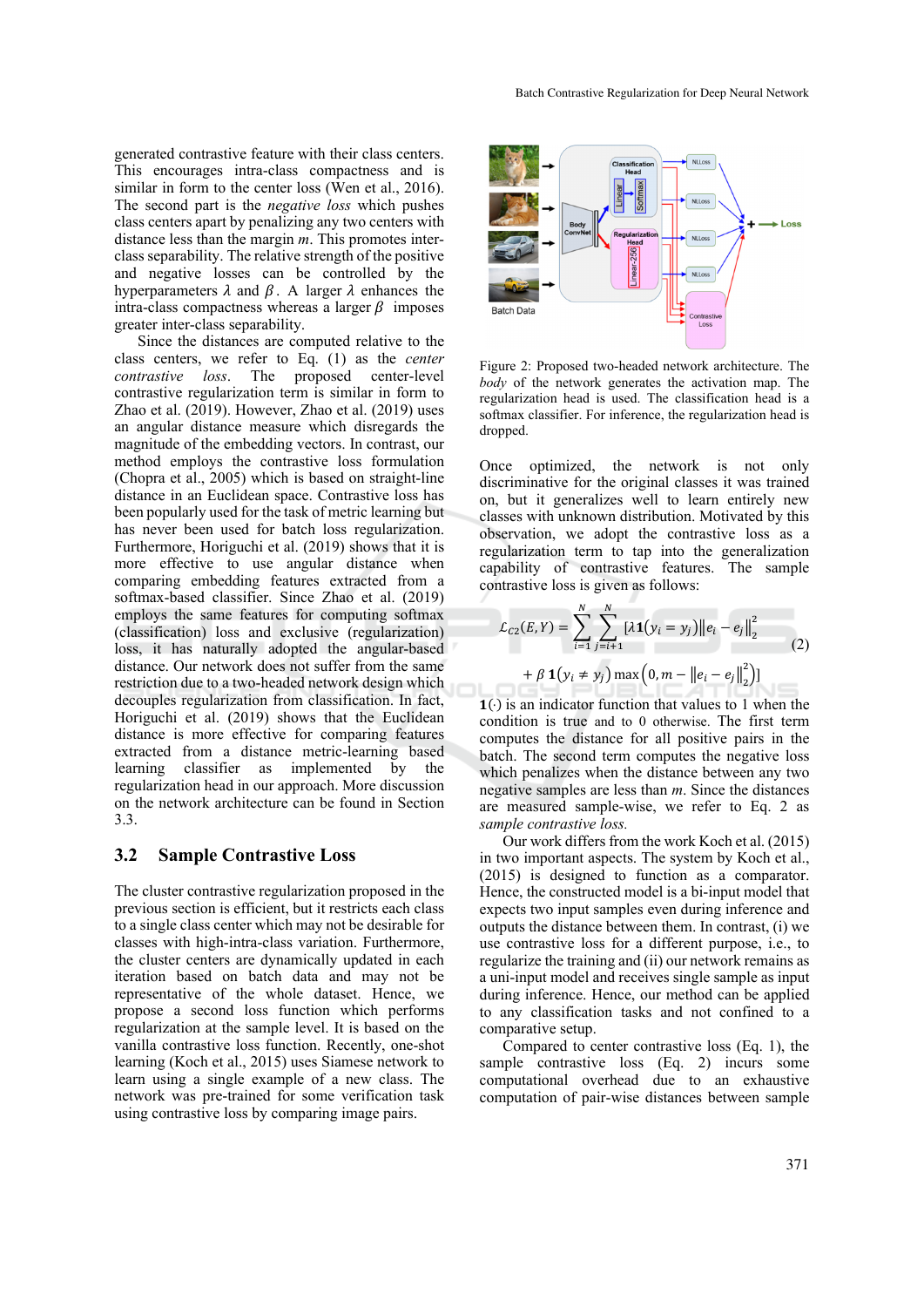generated contrastive feature with their class centers. This encourages intra-class compactness and is similar in form to the center loss (Wen et al., 2016). The second part is the *negative loss* which pushes class centers apart by penalizing any two centers with distance less than the margin $m$. This promotes inter-class separability. The relative strength of the positive and negative losses can be controlled by the hyperparameters $\lambda$ and $\beta$. A larger $\lambda$ enhances the intra-class compactness whereas a larger $\beta$ imposes greater inter-class separability.

Since the distances are computed relative to the class centers, we refer to Eq. (1) as the *center contrastive loss*. The proposed center-level contrastive regularization term is similar in form to Zhao et al. (2019). However, Zhao et al. (2019) uses an angular distance measure which disregards the magnitude of the embedding vectors. In contrast, our method employs the contrastive loss formulation (Chopra et al., 2005) which is based on straight-line distance in an Euclidean space. Contrastive loss has been popularly used for the task of metric learning but has never been used for batch loss regularization. Furthermore, Horiguchi et al. (2019) shows that it is more effective to use angular distance when comparing embedding features extracted from a softmax-based classifier. Since Zhao et al. (2019) employs the same features for computing softmax (classification) loss and exclusive (regularization) loss, it has naturally adopted the angular-based distance. Our network does not suffer from the same restriction due to a two-headed network design which decouples regularization from classification. In fact, Horiguchi et al. (2019) shows that the Euclidean distance is more effective for comparing features extracted from a distance metric-learning based learning classifier as implemented by the regularization head in our approach. More discussion on the network architecture can be found in Section 3.3.

## 3.2 Sample Contrastive Loss

The cluster contrastive regularization proposed in the previous section is efficient, but it restricts each class to a single class center which may not be desirable for classes with high-intra-class variation. Furthermore, the cluster centers are dynamically updated in each iteration based on batch data and may not be representative of the whole dataset. Hence, we propose a second loss function which performs regularization at the sample level. It is based on the vanilla contrastive loss function. Recently, one-shot learning (Koch et al., 2015) uses Siamese network to learn using a single example of a new class. The network was pre-trained for some verification task using contrastive loss by comparing image pairs.

Figure 2: Proposed two-headed network architecture. The *body* of the network generates the activation map. The regularization head is used. The classification head is a softmax classifier. For inference, the regularization head is dropped.

Once optimized, the network is not only discriminative for the original classes it was trained on, but it generalizes well to learn entirely new classes with unknown distribution. Motivated by this observation, we adopt the contrastive loss as a regularization term to tap into the generalization capability of contrastive features. The sample contrastive loss is given as follows:

$$\mathcal{L}_{c2}(E,Y) = \sum_{i=1}^{N}\sum_{j=i+1}^{N}[\lambda \mathbf{1}(y_i = y_j)\|e_i - e_j\|_2^2 + \beta\, \mathbf{1}(y_i \neq y_j)\max\left(0, m - \|e_i - e_j\|_2^2\right)] \tag{2}$$

$\mathbf{1}(\cdot)$ is an indicator function that values to 1 when the condition is true and to 0 otherwise. The first term computes the distance for all positive pairs in the batch. The second term computes the negative loss which penalizes when the distance between any two negative samples are less than $m$. Since the distances are measured sample-wise, we refer to Eq. 2 as *sample contrastive loss*.

Our work differs from the work Koch et al. (2015) in two important aspects. The system by Koch et al., (2015) is designed to function as a comparator. Hence, the constructed model is a bi-input model that expects two input samples even during inference and outputs the distance between them. In contrast, (i) we use contrastive loss for a different purpose, i.e., to regularize the training and (ii) our network remains as a uni-input model and receives single sample as input during inference. Hence, our method can be applied to any classification tasks and not confined to a comparative setup.

Compared to center contrastive loss (Eq. 1), the sample contrastive loss (Eq. 2) incurs some computational overhead due to an exhaustive computation of pair-wise distances between sample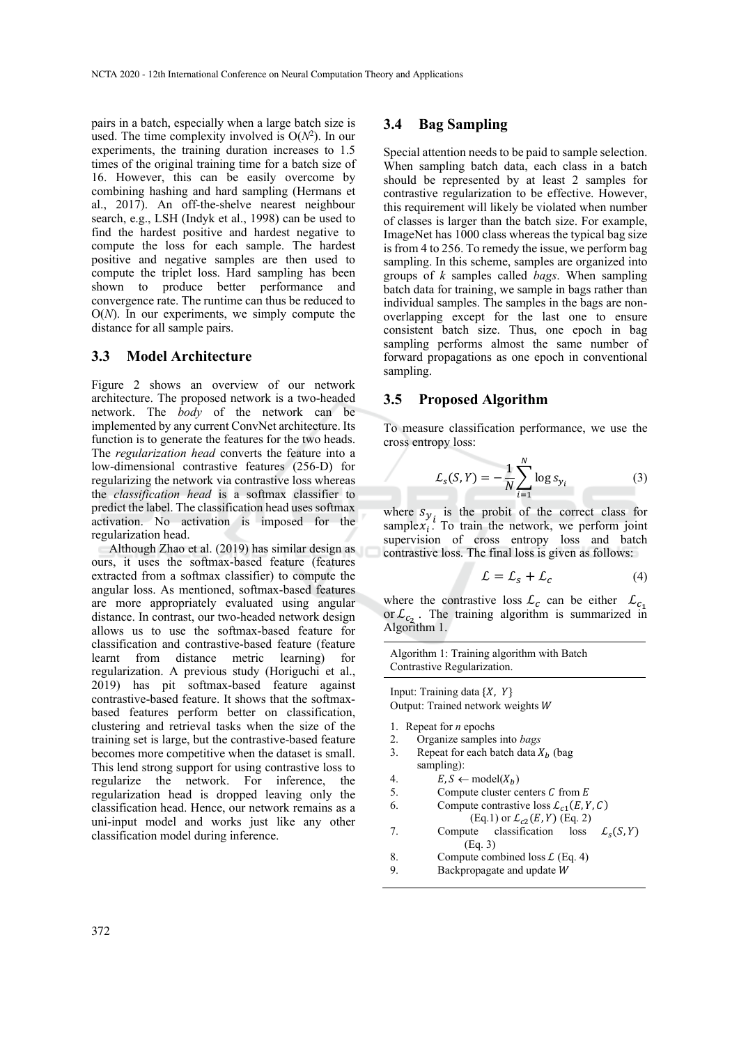pairs in a batch, especially when a large batch size is used. The time complexity involved is $O(N^2)$. In our experiments, the training duration increases to 1.5 times of the original training time for a batch size of 16. However, this can be easily overcome by combining hashing and hard sampling (Hermans et al., 2017). An off-the-shelve nearest neighbour search, e.g., LSH (Indyk et al., 1998) can be used to find the hardest positive and hardest negative to compute the loss for each sample. The hardest positive and negative samples are then used to compute the triplet loss. Hard sampling has been shown to produce better performance and convergence rate. The runtime can thus be reduced to $O(N)$. In our experiments, we simply compute the distance for all sample pairs.

### 3.3 Model Architecture

Figure 2 shows an overview of our network architecture. The proposed network is a two-headed network. The *body* of the network can be implemented by any current ConvNet architecture. Its function is to generate the features for the two heads. The *regularization head* converts the feature into a low-dimensional contrastive features (256-D) for regularizing the network via contrastive loss whereas the *classification head* is a softmax classifier to predict the label. The classification head uses softmax activation. No activation is imposed for the regularization head.

Although Zhao et al. (2019) has similar design as ours, it uses the softmax-based feature (features extracted from a softmax classifier) to compute the angular loss. As mentioned, softmax-based features are more appropriately evaluated using angular distance. In contrast, our two-headed network design allows us to use the softmax-based feature for classification and contrastive-based feature (feature learnt from distance metric learning) for regularization. A previous study (Horiguchi et al., 2019) has pit softmax-based feature against contrastive-based feature. It shows that the softmax-based features perform better on classification, clustering and retrieval tasks when the size of the training set is large, but the contrastive-based feature becomes more competitive when the dataset is small. This lend strong support for using contrastive loss to regularize the network. For inference, the regularization head is dropped leaving only the classification head. Hence, our network remains as a uni-input model and works just like any other classification model during inference.

### 3.4 Bag Sampling

Special attention needs to be paid to sample selection. When sampling batch data, each class in a batch should be represented by at least 2 samples for contrastive regularization to be effective. However, this requirement will likely be violated when number of classes is larger than the batch size. For example, ImageNet has 1000 class whereas the typical bag size is from 4 to 256. To remedy the issue, we perform bag sampling. In this scheme, samples are organized into groups of *k* samples called *bags*. When sampling batch data for training, we sample in bags rather than individual samples. The samples in the bags are non-overlapping except for the last one to ensure consistent batch size. Thus, one epoch in bag sampling performs almost the same number of forward propagations as one epoch in conventional sampling.

### 3.5 Proposed Algorithm

To measure classification performance, we use the cross entropy loss:

$$\mathcal{L}_s(S, Y) = -\frac{1}{N}\sum_{i=1}^{N} \log s_{y_i} \tag{3}$$

where $s_{y_i}$ is the probit of the correct class for sample $x_i$. To train the network, we perform joint supervision of cross entropy loss and batch contrastive loss. The final loss is given as follows:

$$\mathcal{L} = \mathcal{L}_s + \mathcal{L}_c \tag{4}$$

where the contrastive loss $\mathcal{L}_c$ can be either $\mathcal{L}_{c_1}$ or $\mathcal{L}_{c_2}$. The training algorithm is summarized in Algorithm 1.

---

Algorithm 1: Training algorithm with Batch Contrastive Regularization.

---

Input: Training data $\{X, Y\}$
Output: Trained network weights $W$

1. Repeat for *n* epochs
2. Organize samples into *bags*
3. Repeat for each batch data $X_b$ (bag sampling):
4. $E, S \leftarrow$ model($X_b$)
5. Compute cluster centers $C$ from $E$
6. Compute contrastive loss $\mathcal{L}_{c1}(E, Y, C)$ (Eq.1) or $\mathcal{L}_{c2}(E, Y)$ (Eq. 2)
7. Compute classification loss $\mathcal{L}_s(S, Y)$ (Eq. 3)
8. Compute combined loss $\mathcal{L}$ (Eq. 4)
9. Backpropagate and update $W$

---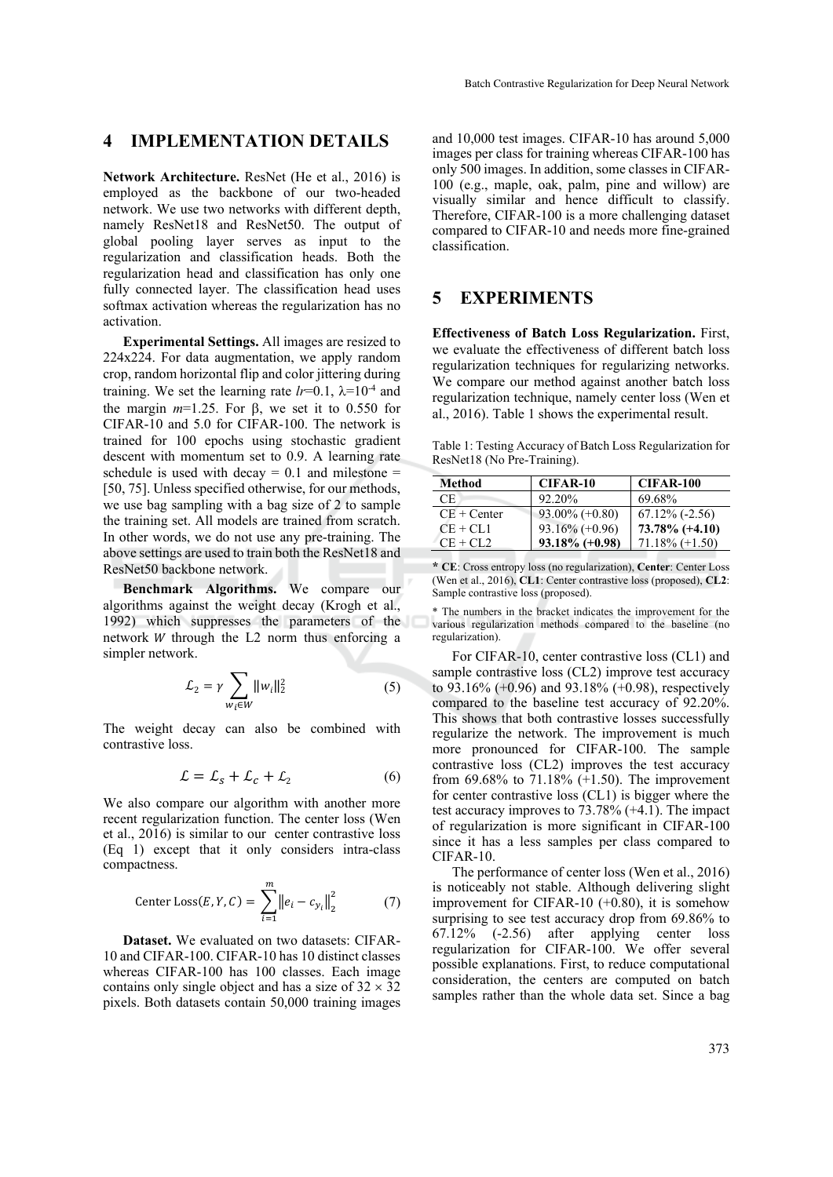## 4 IMPLEMENTATION DETAILS

**Network Architecture.** ResNet (He et al., 2016) is employed as the backbone of our two-headed network. We use two networks with different depth, namely ResNet18 and ResNet50. The output of global pooling layer serves as input to the regularization and classification heads. Both the regularization head and classification has only one fully connected layer. The classification head uses softmax activation whereas the regularization has no activation.

**Experimental Settings.** All images are resized to 224x224. For data augmentation, we apply random crop, random horizontal flip and color jittering during training. We set the learning rate $lr$=0.1, $\lambda=10^{-4}$ and the margin $m$=1.25. For $\beta$, we set it to 0.550 for CIFAR-10 and 5.0 for CIFAR-100. The network is trained for 100 epochs using stochastic gradient descent with momentum set to 0.9. A learning rate schedule is used with decay = 0.1 and milestone = [50, 75]. Unless specified otherwise, for our methods, we use bag sampling with a bag size of 2 to sample the training set. All models are trained from scratch. In other words, we do not use any pre-training. The above settings are used to train both the ResNet18 and ResNet50 backbone network.

**Benchmark Algorithms.** We compare our algorithms against the weight decay (Krogh et al., 1992) which suppresses the parameters of the network $W$ through the L2 norm thus enforcing a simpler network.

$$\mathcal{L}_2 = \gamma \sum_{w_i \in W} \|w_i\|_2^2 \tag{5}$$

The weight decay can also be combined with contrastive loss.

$$\mathcal{L} = \mathcal{L}_s + \mathcal{L}_c + \mathcal{L}_2 \tag{6}$$

We also compare our algorithm with another more recent regularization function. The center loss (Wen et al., 2016) is similar to our center contrastive loss (Eq 1) except that it only considers intra-class compactness.

$$\text{Center Loss}(E, Y, C) = \sum_{i=1}^{m} \left\|e_i - c_{y_i}\right\|_2^2 \tag{7}$$

**Dataset.** We evaluated on two datasets: CIFAR-10 and CIFAR-100. CIFAR-10 has 10 distinct classes whereas CIFAR-100 has 100 classes. Each image contains only single object and has a size of $32 \times 32$ pixels. Both datasets contain 50,000 training images and 10,000 test images. CIFAR-10 has around 5,000 images per class for training whereas CIFAR-100 has only 500 images. In addition, some classes in CIFAR-100 (e.g., maple, oak, palm, pine and willow) are visually similar and hence difficult to classify. Therefore, CIFAR-100 is a more challenging dataset compared to CIFAR-10 and needs more fine-grained classification.

## 5 EXPERIMENTS

**Effectiveness of Batch Loss Regularization.** First, we evaluate the effectiveness of different batch loss regularization techniques for regularizing networks. We compare our method against another batch loss regularization technique, namely center loss (Wen et al., 2016). Table 1 shows the experimental result.

Table 1: Testing Accuracy of Batch Loss Regularization for ResNet18 (No Pre-Training).

| Method | CIFAR-10 | CIFAR-100 |
|---|---|---|
| CE | 92.20% | 69.68% |
| CE + Center | 93.00% (+0.80) | 67.12% (-2.56) |
| CE + CL1 | 93.16% (+0.96) | **73.78% (+4.10)** |
| CE + CL2 | **93.18% (+0.98)** | 71.18% (+1.50) |

\* **CE**: Cross entropy loss (no regularization), **Center**: Center Loss (Wen et al., 2016), **CL1**: Center contrastive loss (proposed), **CL2**: Sample contrastive loss (proposed).

\* The numbers in the bracket indicates the improvement for the various regularization methods compared to the baseline (no regularization).

For CIFAR-10, center contrastive loss (CL1) and sample contrastive loss (CL2) improve test accuracy to 93.16% (+0.96) and 93.18% (+0.98), respectively compared to the baseline test accuracy of 92.20%. This shows that both contrastive losses successfully regularize the network. The improvement is much more pronounced for CIFAR-100. The sample contrastive loss (CL2) improves the test accuracy from 69.68% to 71.18% (+1.50). The improvement for center contrastive loss (CL1) is bigger where the test accuracy improves to 73.78% (+4.1). The impact of regularization is more significant in CIFAR-100 since it has a less samples per class compared to CIFAR-10.

The performance of center loss (Wen et al., 2016) is noticeably not stable. Although delivering slight improvement for CIFAR-10 (+0.80), it is somehow surprising to see test accuracy drop from 69.86% to 67.12% (-2.56) after applying center loss regularization for CIFAR-100. We offer several possible explanations. First, to reduce computational consideration, the centers are computed on batch samples rather than the whole data set. Since a bag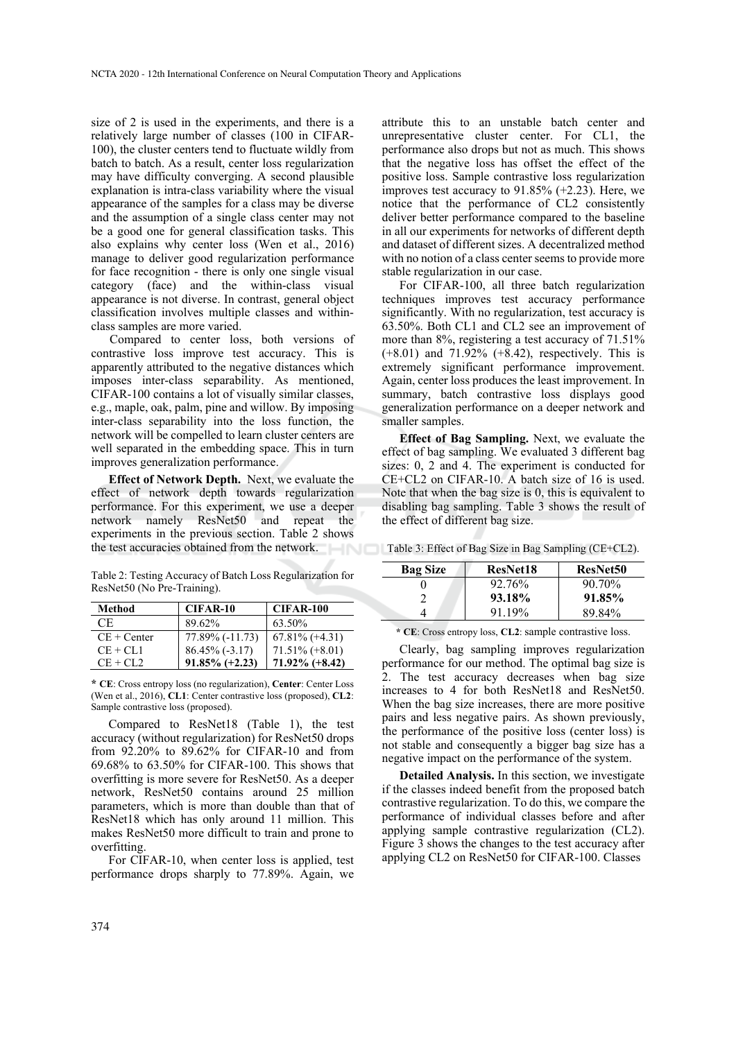size of 2 is used in the experiments, and there is a relatively large number of classes (100 in CIFAR-100), the cluster centers tend to fluctuate wildly from batch to batch. As a result, center loss regularization may have difficulty converging. A second plausible explanation is intra-class variability where the visual appearance of the samples for a class may be diverse and the assumption of a single class center may not be a good one for general classification tasks. This also explains why center loss (Wen et al., 2016) manage to deliver good regularization performance for face recognition - there is only one single visual category (face) and the within-class visual appearance is not diverse. In contrast, general object classification involves multiple classes and within-class samples are more varied.

Compared to center loss, both versions of contrastive loss improve test accuracy. This is apparently attributed to the negative distances which imposes inter-class separability. As mentioned, CIFAR-100 contains a lot of visually similar classes, e.g., maple, oak, palm, pine and willow. By imposing inter-class separability into the loss function, the network will be compelled to learn cluster centers are well separated in the embedding space. This in turn improves generalization performance.

**Effect of Network Depth.** Next, we evaluate the effect of network depth towards regularization performance. For this experiment, we use a deeper network namely ResNet50 and repeat the experiments in the previous section. Table 2 shows the test accuracies obtained from the network.

Table 2: Testing Accuracy of Batch Loss Regularization for ResNet50 (No Pre-Training).

| Method | CIFAR-10 | CIFAR-100 |
| --- | --- | --- |
| CE | 89.62% | 63.50% |
| CE + Center | 77.89% (-11.73) | 67.81% (+4.31) |
| CE + CL1 | 86.45% (-3.17) | 71.51% (+8.01) |
| CE + CL2 | **91.85% (+2.23)** | **71.92% (+8.42)** |

\* **CE**: Cross entropy loss (no regularization), **Center**: Center Loss (Wen et al., 2016), **CL1**: Center contrastive loss (proposed), **CL2**: Sample contrastive loss (proposed).

Compared to ResNet18 (Table 1), the test accuracy (without regularization) for ResNet50 drops from 92.20% to 89.62% for CIFAR-10 and from 69.68% to 63.50% for CIFAR-100. This shows that overfitting is more severe for ResNet50. As a deeper network, ResNet50 contains around 25 million parameters, which is more than double than that of ResNet18 which has only around 11 million. This makes ResNet50 more difficult to train and prone to overfitting.

For CIFAR-10, when center loss is applied, test performance drops sharply to 77.89%. Again, we attribute this to an unstable batch center and unrepresentative cluster center. For CL1, the performance also drops but not as much. This shows that the negative loss has offset the effect of the positive loss. Sample contrastive loss regularization improves test accuracy to 91.85% (+2.23). Here, we notice that the performance of CL2 consistently deliver better performance compared to the baseline in all our experiments for networks of different depth and dataset of different sizes. A decentralized method with no notion of a class center seems to provide more stable regularization in our case.

For CIFAR-100, all three batch regularization techniques improves test accuracy performance significantly. With no regularization, test accuracy is 63.50%. Both CL1 and CL2 see an improvement of more than 8%, registering a test accuracy of 71.51% (+8.01) and 71.92% (+8.42), respectively. This is extremely significant performance improvement. Again, center loss produces the least improvement. In summary, batch contrastive loss displays good generalization performance on a deeper network and smaller samples.

**Effect of Bag Sampling.** Next, we evaluate the effect of bag sampling. We evaluated 3 different bag sizes: 0, 2 and 4. The experiment is conducted for CE+CL2 on CIFAR-10. A batch size of 16 is used. Note that when the bag size is 0, this is equivalent to disabling bag sampling. Table 3 shows the result of the effect of different bag size.

Table 3: Effect of Bag Size in Bag Sampling (CE+CL2).

| Bag Size | ResNet18 | ResNet50 |
| --- | --- | --- |
| 0 | 92.76% | 90.70% |
| 2 | **93.18%** | **91.85%** |
| 4 | 91.19% | 89.84% |

\* **CE**: Cross entropy loss, **CL2**: sample contrastive loss.

Clearly, bag sampling improves regularization performance for our method. The optimal bag size is 2. The test accuracy decreases when bag size increases to 4 for both ResNet18 and ResNet50. When the bag size increases, there are more positive pairs and less negative pairs. As shown previously, the performance of the positive loss (center loss) is not stable and consequently a bigger bag size has a negative impact on the performance of the system.

**Detailed Analysis.** In this section, we investigate if the classes indeed benefit from the proposed batch contrastive regularization. To do this, we compare the performance of individual classes before and after applying sample contrastive regularization (CL2). Figure 3 shows the changes to the test accuracy after applying CL2 on ResNet50 for CIFAR-100. Classes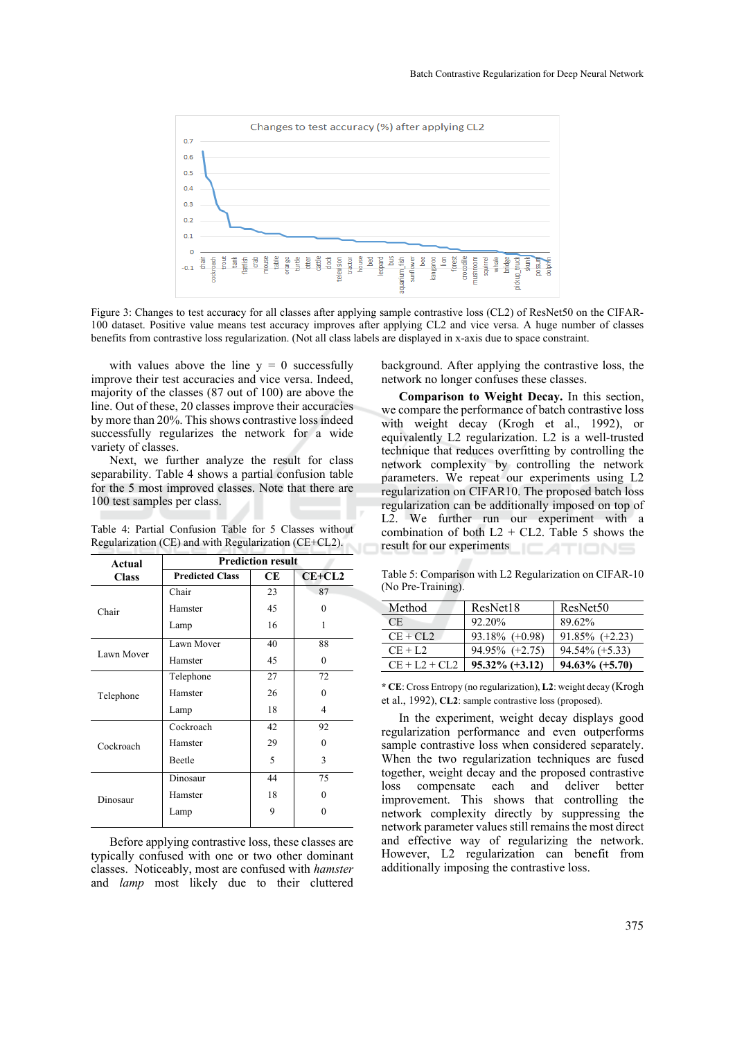Figure 3: Changes to test accuracy for all classes after applying sample contrastive loss (CL2) of ResNet50 on the CIFAR-100 dataset. Positive value means test accuracy improves after applying CL2 and vice versa. A huge number of classes benefits from contrastive loss regularization. (Not all class labels are displayed in x-axis due to space constraint.

with values above the line y = 0 successfully improve their test accuracies and vice versa. Indeed, majority of the classes (87 out of 100) are above the line. Out of these, 20 classes improve their accuracies by more than 20%. This shows contrastive loss indeed successfully regularizes the network for a wide variety of classes.

Next, we further analyze the result for class separability. Table 4 shows a partial confusion table for the 5 most improved classes. Note that there are 100 test samples per class.

Table 4: Partial Confusion Table for 5 Classes without Regularization (CE) and with Regularization (CE+CL2).

| Actual Class | Prediction result | | |
|---|---|---|---|
| | Predicted Class | CE | CE+CL2 |
| Chair | Chair | 23 | 87 |
| | Hamster | 45 | 0 |
| | Lamp | 16 | 1 |
| Lawn Mover | Lawn Mover | 40 | 88 |
| | Hamster | 45 | 0 |
| Telephone | Telephone | 27 | 72 |
| | Hamster | 26 | 0 |
| | Lamp | 18 | 4 |
| Cockroach | Cockroach | 42 | 92 |
| | Hamster | 29 | 0 |
| | Beetle | 5 | 3 |
| Dinosaur | Dinosaur | 44 | 75 |
| | Hamster | 18 | 0 |
| | Lamp | 9 | 0 |

Before applying contrastive loss, these classes are typically confused with one or two other dominant classes. Noticeably, most are confused with *hamster* and *lamp* most likely due to their cluttered background. After applying the contrastive loss, the network no longer confuses these classes.

**Comparison to Weight Decay.** In this section, we compare the performance of batch contrastive loss with weight decay (Krogh et al., 1992), or equivalently L2 regularization. L2 is a well-trusted technique that reduces overfitting by controlling the network complexity by controlling the network parameters. We repeat our experiments using L2 regularization on CIFAR10. The proposed batch loss regularization can be additionally imposed on top of L2. We further run our experiment with a combination of both L2 + CL2. Table 5 shows the result for our experiments

Table 5: Comparison with L2 Regularization on CIFAR-10 (No Pre-Training).

| Method | ResNet18 | ResNet50 |
|---|---|---|
| CE | 92.20% | 89.62% |
| CE + CL2 | 93.18% (+0.98) | 91.85% (+2.23) |
| CE + L2 | 94.95% (+2.75) | 94.54% (+5.33) |
| CE + L2 + CL2 | **95.32% (+3.12)** | **94.63% (+5.70)** |

* **CE**: Cross Entropy (no regularization), **L2**: weight decay (Krogh et al., 1992), **CL2**: sample contrastive loss (proposed).

In the experiment, weight decay displays good regularization performance and even outperforms sample contrastive loss when considered separately. When the two regularization techniques are fused together, weight decay and the proposed contrastive loss compensate each and deliver better improvement. This shows that controlling the network complexity directly by suppressing the network parameter values still remains the most direct and effective way of regularizing the network. However, L2 regularization can benefit from additionally imposing the contrastive loss.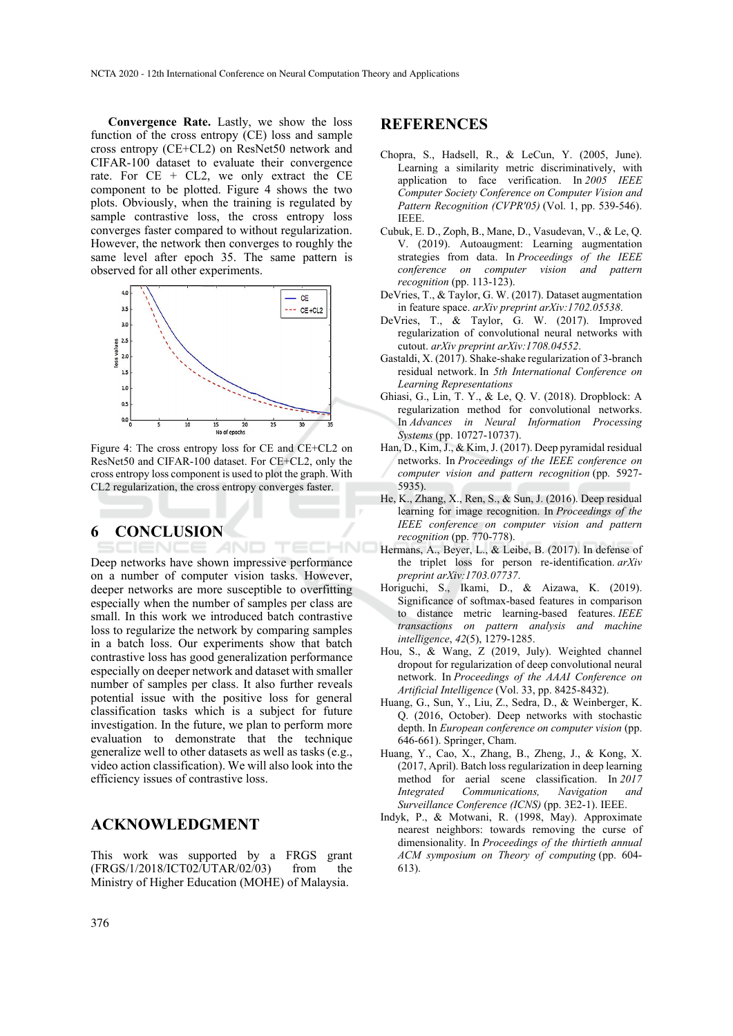**Convergence Rate.** Lastly, we show the loss function of the cross entropy (CE) loss and sample cross entropy (CE+CL2) on ResNet50 network and CIFAR-100 dataset to evaluate their convergence rate. For CE + CL2, we only extract the CE component to be plotted. Figure 4 shows the two plots. Obviously, when the training is regulated by sample contrastive loss, the cross entropy loss converges faster compared to without regularization. However, the network then converges to roughly the same level after epoch 35. The same pattern is observed for all other experiments.

Figure 4: The cross entropy loss for CE and CE+CL2 on ResNet50 and CIFAR-100 dataset. For CE+CL2, only the cross entropy loss component is used to plot the graph. With CL2 regularization, the cross entropy converges faster.

## 6 CONCLUSION

Deep networks have shown impressive performance on a number of computer vision tasks. However, deeper networks are more susceptible to overfitting especially when the number of samples per class are small. In this work we introduced batch contrastive loss to regularize the network by comparing samples in a batch loss. Our experiments show that batch contrastive loss has good generalization performance especially on deeper network and dataset with smaller number of samples per class. It also further reveals potential issue with the positive loss for general classification tasks which is a subject for future investigation. In the future, we plan to perform more evaluation to demonstrate that the technique generalize well to other datasets as well as tasks (e.g., video action classification). We will also look into the efficiency issues of contrastive loss.

## ACKNOWLEDGMENT

This work was supported by a FRGS grant (FRGS/1/2018/ICT02/UTAR/02/03) from the Ministry of Higher Education (MOHE) of Malaysia.

## REFERENCES

Chopra, S., Hadsell, R., & LeCun, Y. (2005, June). Learning a similarity metric discriminatively, with application to face verification. In *2005 IEEE Computer Society Conference on Computer Vision and Pattern Recognition (CVPR'05)* (Vol. 1, pp. 539-546). IEEE.

Cubuk, E. D., Zoph, B., Mane, D., Vasudevan, V., & Le, Q. V. (2019). Autoaugment: Learning augmentation strategies from data. In *Proceedings of the IEEE conference on computer vision and pattern recognition* (pp. 113-123).

DeVries, T., & Taylor, G. W. (2017). Dataset augmentation in feature space. *arXiv preprint arXiv:1702.05538*.

DeVries, T., & Taylor, G. W. (2017). Improved regularization of convolutional neural networks with cutout. *arXiv preprint arXiv:1708.04552*.

Gastaldi, X. (2017). Shake-shake regularization of 3-branch residual network. In *5th International Conference on Learning Representations*

Ghiasi, G., Lin, T. Y., & Le, Q. V. (2018). Dropblock: A regularization method for convolutional networks. In *Advances in Neural Information Processing Systems* (pp. 10727-10737).

Han, D., Kim, J., & Kim, J. (2017). Deep pyramidal residual networks. In *Proceedings of the IEEE conference on computer vision and pattern recognition* (pp. 5927-5935).

He, K., Zhang, X., Ren, S., & Sun, J. (2016). Deep residual learning for image recognition. In *Proceedings of the IEEE conference on computer vision and pattern recognition* (pp. 770-778).

Hermans, A., Beyer, L., & Leibe, B. (2017). In defense of the triplet loss for person re-identification. *arXiv preprint arXiv:1703.07737*.

Horiguchi, S., Ikami, D., & Aizawa, K. (2019). Significance of softmax-based features in comparison to distance metric learning-based features. *IEEE transactions on pattern analysis and machine intelligence*, *42*(5), 1279-1285.

Hou, S., & Wang, Z (2019, July). Weighted channel dropout for regularization of deep convolutional neural network. In *Proceedings of the AAAI Conference on Artificial Intelligence* (Vol. 33, pp. 8425-8432).

Huang, G., Sun, Y., Liu, Z., Sedra, D., & Weinberger, K. Q. (2016, October). Deep networks with stochastic depth. In *European conference on computer vision* (pp. 646-661). Springer, Cham.

Huang, Y., Cao, X., Zhang, B., Zheng, J., & Kong, X. (2017, April). Batch loss regularization in deep learning method for aerial scene classification. In *2017 Integrated Communications, Navigation and Surveillance Conference (ICNS)* (pp. 3E2-1). IEEE.

Indyk, P., & Motwani, R. (1998, May). Approximate nearest neighbors: towards removing the curse of dimensionality. In *Proceedings of the thirtieth annual ACM symposium on Theory of computing* (pp. 604-613).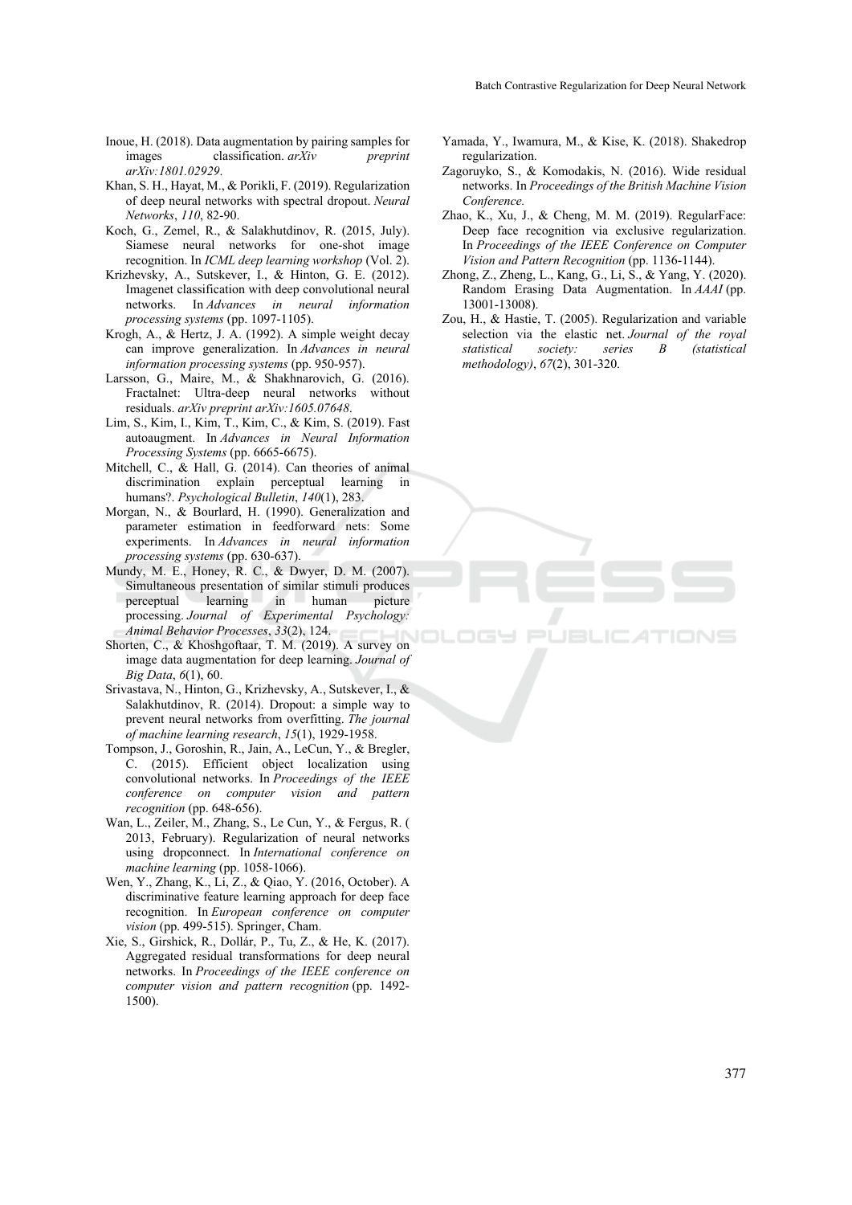Inoue, H. (2018). Data augmentation by pairing samples for images classification. *arXiv preprint arXiv:1801.02929*.

Khan, S. H., Hayat, M., & Porikli, F. (2019). Regularization of deep neural networks with spectral dropout. *Neural Networks*, *110*, 82-90.

Koch, G., Zemel, R., & Salakhutdinov, R. (2015, July). Siamese neural networks for one-shot image recognition. In *ICML deep learning workshop* (Vol. 2).

Krizhevsky, A., Sutskever, I., & Hinton, G. E. (2012). Imagenet classification with deep convolutional neural networks. In *Advances in neural information processing systems* (pp. 1097-1105).

Krogh, A., & Hertz, J. A. (1992). A simple weight decay can improve generalization. In *Advances in neural information processing systems* (pp. 950-957).

Larsson, G., Maire, M., & Shakhnarovich, G. (2016). Fractalnet: Ultra-deep neural networks without residuals. *arXiv preprint arXiv:1605.07648*.

Lim, S., Kim, I., Kim, T., Kim, C., & Kim, S. (2019). Fast autoaugment. In *Advances in Neural Information Processing Systems* (pp. 6665-6675).

Mitchell, C., & Hall, G. (2014). Can theories of animal discrimination explain perceptual learning in humans?. *Psychological Bulletin*, *140*(1), 283.

Morgan, N., & Bourlard, H. (1990). Generalization and parameter estimation in feedforward nets: Some experiments. In *Advances in neural information processing systems* (pp. 630-637).

Mundy, M. E., Honey, R. C., & Dwyer, D. M. (2007). Simultaneous presentation of similar stimuli produces perceptual learning in human picture processing. *Journal of Experimental Psychology: Animal Behavior Processes*, *33*(2), 124.

Shorten, C., & Khoshgoftaar, T. M. (2019). A survey on image data augmentation for deep learning. *Journal of Big Data*, *6*(1), 60.

Srivastava, N., Hinton, G., Krizhevsky, A., Sutskever, I., & Salakhutdinov, R. (2014). Dropout: a simple way to prevent neural networks from overfitting. *The journal of machine learning research*, *15*(1), 1929-1958.

Tompson, J., Goroshin, R., Jain, A., LeCun, Y., & Bregler, C. (2015). Efficient object localization using convolutional networks. In *Proceedings of the IEEE conference on computer vision and pattern recognition* (pp. 648-656).

Wan, L., Zeiler, M., Zhang, S., Le Cun, Y., & Fergus, R. ( 2013, February). Regularization of neural networks using dropconnect. In *International conference on machine learning* (pp. 1058-1066).

Wen, Y., Zhang, K., Li, Z., & Qiao, Y. (2016, October). A discriminative feature learning approach for deep face recognition. In *European conference on computer vision* (pp. 499-515). Springer, Cham.

Xie, S., Girshick, R., Dollár, P., Tu, Z., & He, K. (2017). Aggregated residual transformations for deep neural networks. In *Proceedings of the IEEE conference on computer vision and pattern recognition* (pp. 1492-1500).

Yamada, Y., Iwamura, M., & Kise, K. (2018). Shakedrop regularization.

Zagoruyko, S., & Komodakis, N. (2016). Wide residual networks. In *Proceedings of the British Machine Vision Conference.*

Zhao, K., Xu, J., & Cheng, M. M. (2019). RegularFace: Deep face recognition via exclusive regularization. In *Proceedings of the IEEE Conference on Computer Vision and Pattern Recognition* (pp. 1136-1144).

Zhong, Z., Zheng, L., Kang, G., Li, S., & Yang, Y. (2020). Random Erasing Data Augmentation. In *AAAI* (pp. 13001-13008).

Zou, H., & Hastie, T. (2005). Regularization and variable selection via the elastic net. *Journal of the royal statistical society: series B (statistical methodology)*, *67*(2), 301-320.